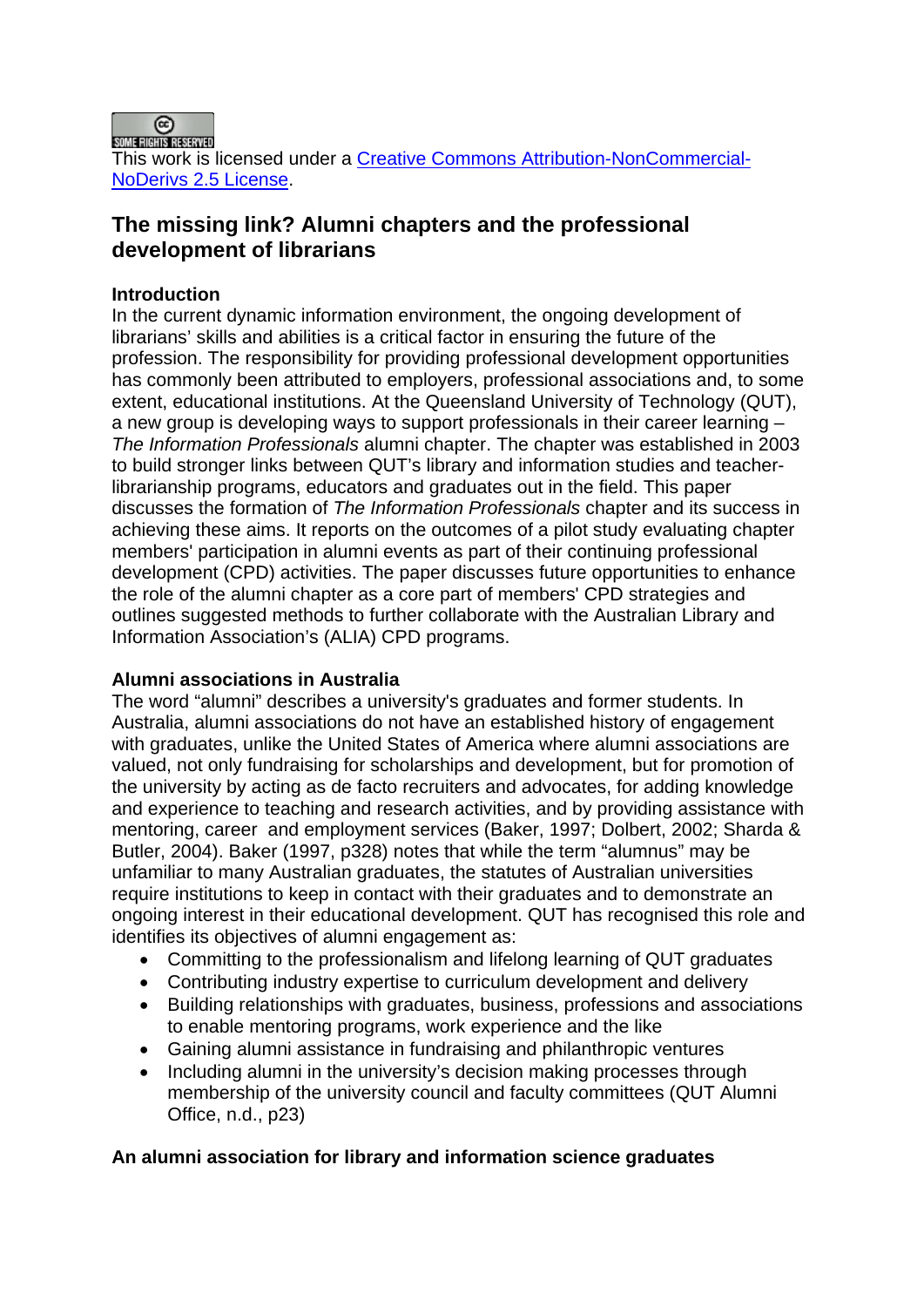This work is licensed under a [Creative Commons Attribution-NonCommercial-NoDerivs 2.5 License](#).

# The missing link? Alumni chapters and the professional development of librarians

## Introduction

In the current dynamic information environment, the ongoing development of librarians' skills and abilities is a critical factor in ensuring the future of the profession. The responsibility for providing professional development opportunities has commonly been attributed to employers, professional associations and, to some extent, educational institutions. At the Queensland University of Technology (QUT), a new group is developing ways to support professionals in their career learning – *The Information Professionals* alumni chapter. The chapter was established in 2003 to build stronger links between QUT's library and information studies and teacher-librarianship programs, educators and graduates out in the field. This paper discusses the formation of *The Information Professionals* chapter and its success in achieving these aims. It reports on the outcomes of a pilot study evaluating chapter members' participation in alumni events as part of their continuing professional development (CPD) activities. The paper discusses future opportunities to enhance the role of the alumni chapter as a core part of members' CPD strategies and outlines suggested methods to further collaborate with the Australian Library and Information Association's (ALIA) CPD programs.

## Alumni associations in Australia

The word "alumni" describes a university's graduates and former students. In Australia, alumni associations do not have an established history of engagement with graduates, unlike the United States of America where alumni associations are valued, not only fundraising for scholarships and development, but for promotion of the university by acting as de facto recruiters and advocates, for adding knowledge and experience to teaching and research activities, and by providing assistance with mentoring, career and employment services (Baker, 1997; Dolbert, 2002; Sharda & Butler, 2004). Baker (1997, p328) notes that while the term "alumnus" may be unfamiliar to many Australian graduates, the statutes of Australian universities require institutions to keep in contact with their graduates and to demonstrate an ongoing interest in their educational development. QUT has recognised this role and identifies its objectives of alumni engagement as:

- Committing to the professionalism and lifelong learning of QUT graduates
- Contributing industry expertise to curriculum development and delivery
- Building relationships with graduates, business, professions and associations to enable mentoring programs, work experience and the like
- Gaining alumni assistance in fundraising and philanthropic ventures
- Including alumni in the university's decision making processes through membership of the university council and faculty committees (QUT Alumni Office, n.d., p23)

## An alumni association for library and information science graduates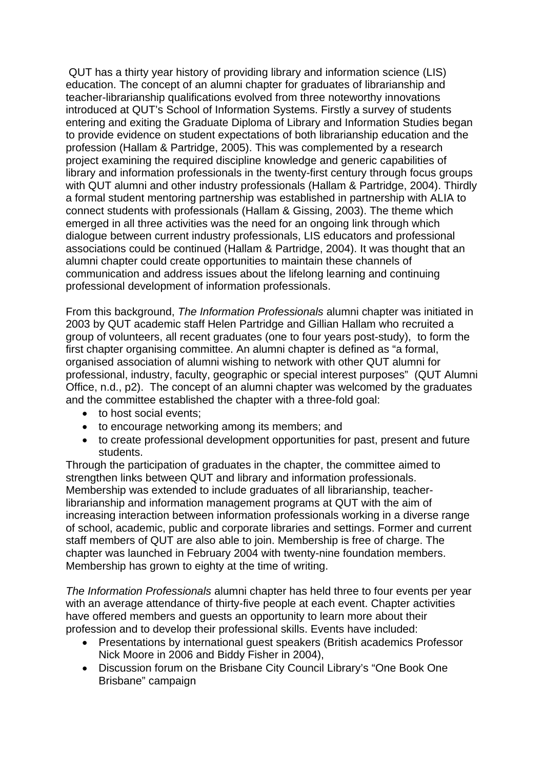QUT has a thirty year history of providing library and information science (LIS) education. The concept of an alumni chapter for graduates of librarianship and teacher-librarianship qualifications evolved from three noteworthy innovations introduced at QUT's School of Information Systems. Firstly a survey of students entering and exiting the Graduate Diploma of Library and Information Studies began to provide evidence on student expectations of both librarianship education and the profession (Hallam & Partridge, 2005). This was complemented by a research project examining the required discipline knowledge and generic capabilities of library and information professionals in the twenty-first century through focus groups with QUT alumni and other industry professionals (Hallam & Partridge, 2004). Thirdly a formal student mentoring partnership was established in partnership with ALIA to connect students with professionals (Hallam & Gissing, 2003). The theme which emerged in all three activities was the need for an ongoing link through which dialogue between current industry professionals, LIS educators and professional associations could be continued (Hallam & Partridge, 2004). It was thought that an alumni chapter could create opportunities to maintain these channels of communication and address issues about the lifelong learning and continuing professional development of information professionals.

From this background, *The Information Professionals* alumni chapter was initiated in 2003 by QUT academic staff Helen Partridge and Gillian Hallam who recruited a group of volunteers, all recent graduates (one to four years post-study), to form the first chapter organising committee. An alumni chapter is defined as "a formal, organised association of alumni wishing to network with other QUT alumni for professional, industry, faculty, geographic or special interest purposes" (QUT Alumni Office, n.d., p2). The concept of an alumni chapter was welcomed by the graduates and the committee established the chapter with a three-fold goal:

- to host social events;
- to encourage networking among its members; and
- to create professional development opportunities for past, present and future students.

Through the participation of graduates in the chapter, the committee aimed to strengthen links between QUT and library and information professionals. Membership was extended to include graduates of all librarianship, teacher-librarianship and information management programs at QUT with the aim of increasing interaction between information professionals working in a diverse range of school, academic, public and corporate libraries and settings. Former and current staff members of QUT are also able to join. Membership is free of charge. The chapter was launched in February 2004 with twenty-nine foundation members. Membership has grown to eighty at the time of writing.

*The Information Professionals* alumni chapter has held three to four events per year with an average attendance of thirty-five people at each event. Chapter activities have offered members and guests an opportunity to learn more about their profession and to develop their professional skills. Events have included:

- Presentations by international guest speakers (British academics Professor Nick Moore in 2006 and Biddy Fisher in 2004),
- Discussion forum on the Brisbane City Council Library's "One Book One Brisbane" campaign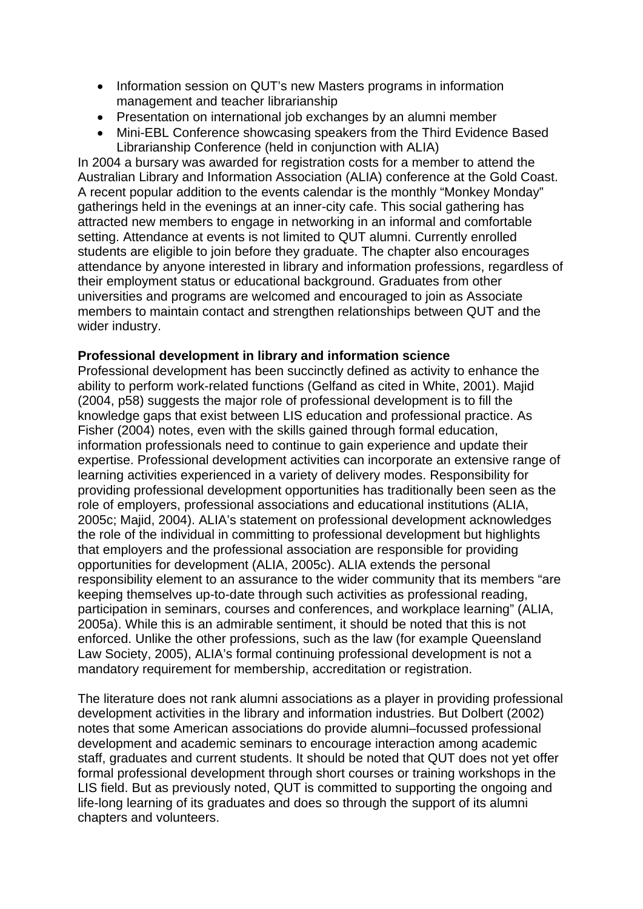- Information session on QUT's new Masters programs in information management and teacher librarianship
- Presentation on international job exchanges by an alumni member
- Mini-EBL Conference showcasing speakers from the Third Evidence Based Librarianship Conference (held in conjunction with ALIA)

In 2004 a bursary was awarded for registration costs for a member to attend the Australian Library and Information Association (ALIA) conference at the Gold Coast. A recent popular addition to the events calendar is the monthly "Monkey Monday" gatherings held in the evenings at an inner-city cafe. This social gathering has attracted new members to engage in networking in an informal and comfortable setting. Attendance at events is not limited to QUT alumni. Currently enrolled students are eligible to join before they graduate. The chapter also encourages attendance by anyone interested in library and information professions, regardless of their employment status or educational background. Graduates from other universities and programs are welcomed and encouraged to join as Associate members to maintain contact and strengthen relationships between QUT and the wider industry.

**Professional development in library and information science**

Professional development has been succinctly defined as activity to enhance the ability to perform work-related functions (Gelfand as cited in White, 2001). Majid (2004, p58) suggests the major role of professional development is to fill the knowledge gaps that exist between LIS education and professional practice. As Fisher (2004) notes, even with the skills gained through formal education, information professionals need to continue to gain experience and update their expertise. Professional development activities can incorporate an extensive range of learning activities experienced in a variety of delivery modes. Responsibility for providing professional development opportunities has traditionally been seen as the role of employers, professional associations and educational institutions (ALIA, 2005c; Majid, 2004). ALIA's statement on professional development acknowledges the role of the individual in committing to professional development but highlights that employers and the professional association are responsible for providing opportunities for development (ALIA, 2005c). ALIA extends the personal responsibility element to an assurance to the wider community that its members "are keeping themselves up-to-date through such activities as professional reading, participation in seminars, courses and conferences, and workplace learning" (ALIA, 2005a). While this is an admirable sentiment, it should be noted that this is not enforced. Unlike the other professions, such as the law (for example Queensland Law Society, 2005), ALIA's formal continuing professional development is not a mandatory requirement for membership, accreditation or registration.

The literature does not rank alumni associations as a player in providing professional development activities in the library and information industries. But Dolbert (2002) notes that some American associations do provide alumni–focussed professional development and academic seminars to encourage interaction among academic staff, graduates and current students. It should be noted that QUT does not yet offer formal professional development through short courses or training workshops in the LIS field. But as previously noted, QUT is committed to supporting the ongoing and life-long learning of its graduates and does so through the support of its alumni chapters and volunteers.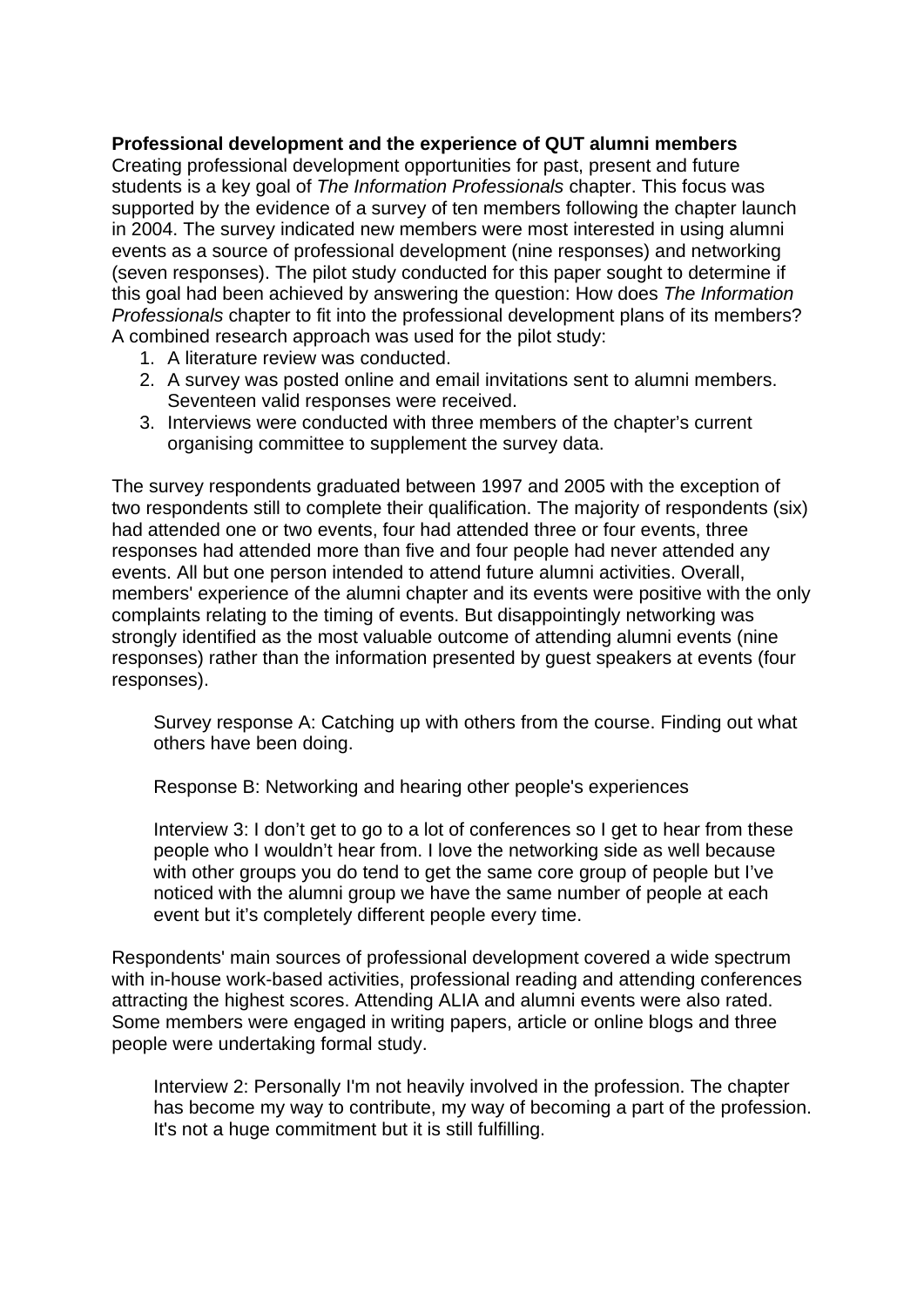**Professional development and the experience of QUT alumni members**

Creating professional development opportunities for past, present and future students is a key goal of *The Information Professionals* chapter. This focus was supported by the evidence of a survey of ten members following the chapter launch in 2004. The survey indicated new members were most interested in using alumni events as a source of professional development (nine responses) and networking (seven responses). The pilot study conducted for this paper sought to determine if this goal had been achieved by answering the question: How does *The Information Professionals* chapter to fit into the professional development plans of its members? A combined research approach was used for the pilot study:

1. A literature review was conducted.
2. A survey was posted online and email invitations sent to alumni members. Seventeen valid responses were received.
3. Interviews were conducted with three members of the chapter's current organising committee to supplement the survey data.

The survey respondents graduated between 1997 and 2005 with the exception of two respondents still to complete their qualification. The majority of respondents (six) had attended one or two events, four had attended three or four events, three responses had attended more than five and four people had never attended any events. All but one person intended to attend future alumni activities. Overall, members' experience of the alumni chapter and its events were positive with the only complaints relating to the timing of events. But disappointingly networking was strongly identified as the most valuable outcome of attending alumni events (nine responses) rather than the information presented by guest speakers at events (four responses).

> Survey response A: Catching up with others from the course. Finding out what others have been doing.
>
> Response B: Networking and hearing other people's experiences
>
> Interview 3: I don't get to go to a lot of conferences so I get to hear from these people who I wouldn't hear from. I love the networking side as well because with other groups you do tend to get the same core group of people but I've noticed with the alumni group we have the same number of people at each event but it's completely different people every time.

Respondents' main sources of professional development covered a wide spectrum with in-house work-based activities, professional reading and attending conferences attracting the highest scores. Attending ALIA and alumni events were also rated. Some members were engaged in writing papers, article or online blogs and three people were undertaking formal study.

> Interview 2: Personally I'm not heavily involved in the profession. The chapter has become my way to contribute, my way of becoming a part of the profession. It's not a huge commitment but it is still fulfilling.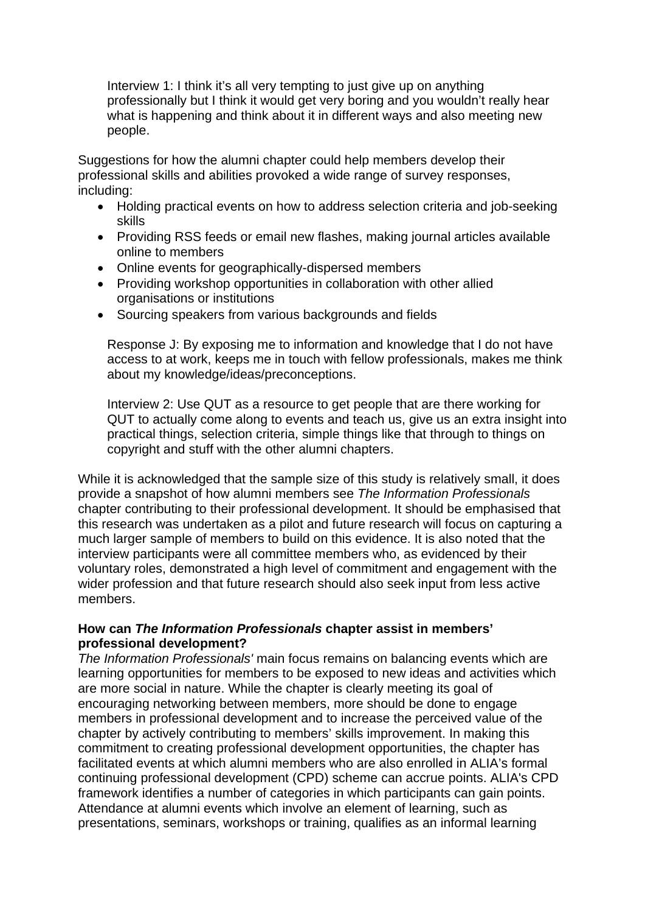> Interview 1: I think it's all very tempting to just give up on anything professionally but I think it would get very boring and you wouldn't really hear what is happening and think about it in different ways and also meeting new people.

Suggestions for how the alumni chapter could help members develop their professional skills and abilities provoked a wide range of survey responses, including:

- Holding practical events on how to address selection criteria and job-seeking skills
- Providing RSS feeds or email new flashes, making journal articles available online to members
- Online events for geographically-dispersed members
- Providing workshop opportunities in collaboration with other allied organisations or institutions
- Sourcing speakers from various backgrounds and fields

> Response J: By exposing me to information and knowledge that I do not have access to at work, keeps me in touch with fellow professionals, makes me think about my knowledge/ideas/preconceptions.

> Interview 2: Use QUT as a resource to get people that are there working for QUT to actually come along to events and teach us, give us an extra insight into practical things, selection criteria, simple things like that through to things on copyright and stuff with the other alumni chapters.

While it is acknowledged that the sample size of this study is relatively small, it does provide a snapshot of how alumni members see *The Information Professionals* chapter contributing to their professional development. It should be emphasised that this research was undertaken as a pilot and future research will focus on capturing a much larger sample of members to build on this evidence. It is also noted that the interview participants were all committee members who, as evidenced by their voluntary roles, demonstrated a high level of commitment and engagement with the wider profession and that future research should also seek input from less active members.

**How can *The Information Professionals* chapter assist in members' professional development?**

*The Information Professionals'* main focus remains on balancing events which are learning opportunities for members to be exposed to new ideas and activities which are more social in nature. While the chapter is clearly meeting its goal of encouraging networking between members, more should be done to engage members in professional development and to increase the perceived value of the chapter by actively contributing to members' skills improvement. In making this commitment to creating professional development opportunities, the chapter has facilitated events at which alumni members who are also enrolled in ALIA's formal continuing professional development (CPD) scheme can accrue points. ALIA's CPD framework identifies a number of categories in which participants can gain points. Attendance at alumni events which involve an element of learning, such as presentations, seminars, workshops or training, qualifies as an informal learning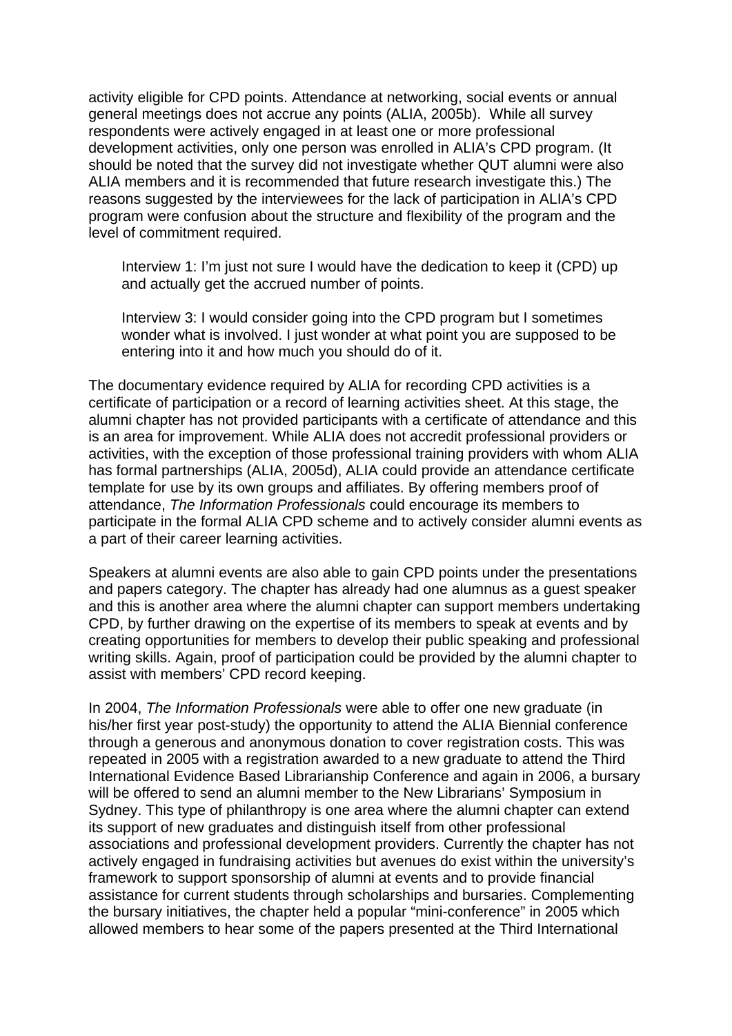activity eligible for CPD points. Attendance at networking, social events or annual general meetings does not accrue any points (ALIA, 2005b). While all survey respondents were actively engaged in at least one or more professional development activities, only one person was enrolled in ALIA's CPD program. (It should be noted that the survey did not investigate whether QUT alumni were also ALIA members and it is recommended that future research investigate this.) The reasons suggested by the interviewees for the lack of participation in ALIA's CPD program were confusion about the structure and flexibility of the program and the level of commitment required.

> Interview 1: I'm just not sure I would have the dedication to keep it (CPD) up and actually get the accrued number of points.
>
> Interview 3: I would consider going into the CPD program but I sometimes wonder what is involved. I just wonder at what point you are supposed to be entering into it and how much you should do of it.

The documentary evidence required by ALIA for recording CPD activities is a certificate of participation or a record of learning activities sheet. At this stage, the alumni chapter has not provided participants with a certificate of attendance and this is an area for improvement. While ALIA does not accredit professional providers or activities, with the exception of those professional training providers with whom ALIA has formal partnerships (ALIA, 2005d), ALIA could provide an attendance certificate template for use by its own groups and affiliates. By offering members proof of attendance, *The Information Professionals* could encourage its members to participate in the formal ALIA CPD scheme and to actively consider alumni events as a part of their career learning activities.

Speakers at alumni events are also able to gain CPD points under the presentations and papers category. The chapter has already had one alumnus as a guest speaker and this is another area where the alumni chapter can support members undertaking CPD, by further drawing on the expertise of its members to speak at events and by creating opportunities for members to develop their public speaking and professional writing skills. Again, proof of participation could be provided by the alumni chapter to assist with members' CPD record keeping.

In 2004, *The Information Professionals* were able to offer one new graduate (in his/her first year post-study) the opportunity to attend the ALIA Biennial conference through a generous and anonymous donation to cover registration costs. This was repeated in 2005 with a registration awarded to a new graduate to attend the Third International Evidence Based Librarianship Conference and again in 2006, a bursary will be offered to send an alumni member to the New Librarians' Symposium in Sydney. This type of philanthropy is one area where the alumni chapter can extend its support of new graduates and distinguish itself from other professional associations and professional development providers. Currently the chapter has not actively engaged in fundraising activities but avenues do exist within the university's framework to support sponsorship of alumni at events and to provide financial assistance for current students through scholarships and bursaries. Complementing the bursary initiatives, the chapter held a popular "mini-conference" in 2005 which allowed members to hear some of the papers presented at the Third International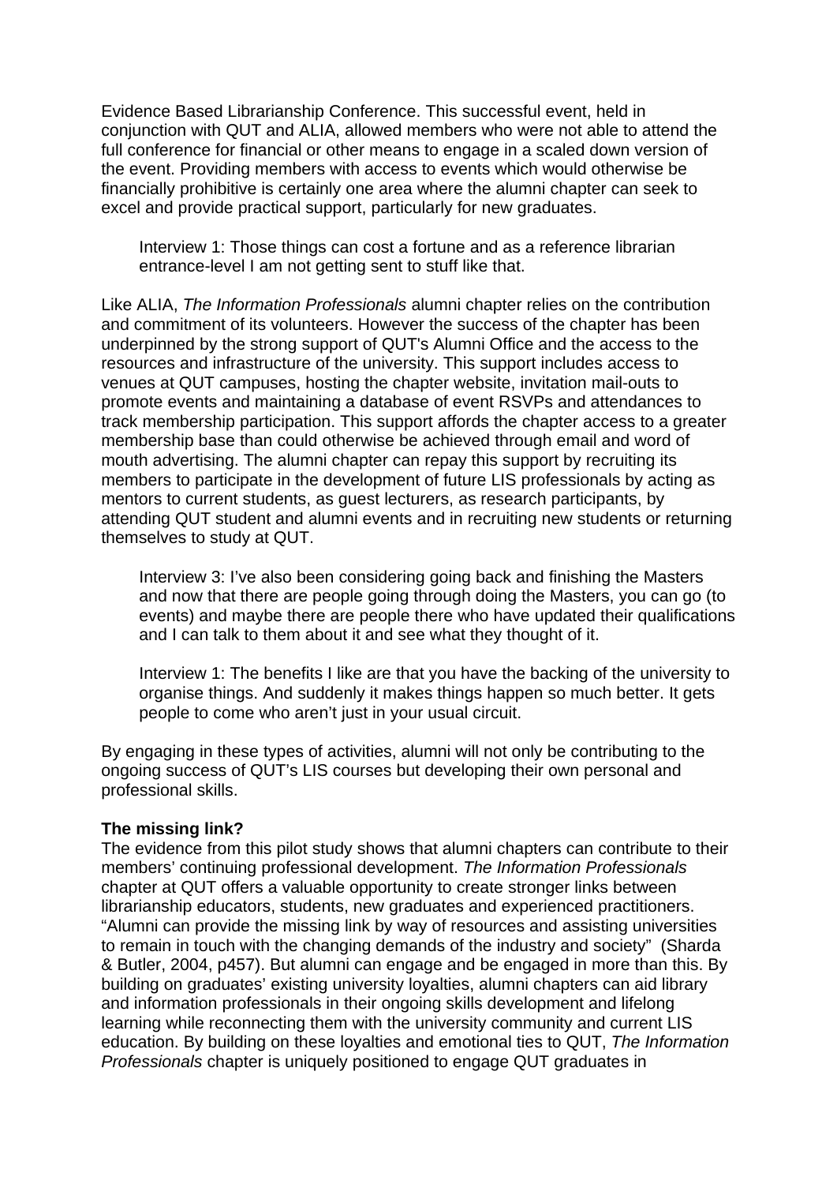Evidence Based Librarianship Conference. This successful event, held in conjunction with QUT and ALIA, allowed members who were not able to attend the full conference for financial or other means to engage in a scaled down version of the event. Providing members with access to events which would otherwise be financially prohibitive is certainly one area where the alumni chapter can seek to excel and provide practical support, particularly for new graduates.

> Interview 1: Those things can cost a fortune and as a reference librarian entrance-level I am not getting sent to stuff like that.

Like ALIA, *The Information Professionals* alumni chapter relies on the contribution and commitment of its volunteers. However the success of the chapter has been underpinned by the strong support of QUT's Alumni Office and the access to the resources and infrastructure of the university. This support includes access to venues at QUT campuses, hosting the chapter website, invitation mail-outs to promote events and maintaining a database of event RSVPs and attendances to track membership participation. This support affords the chapter access to a greater membership base than could otherwise be achieved through email and word of mouth advertising. The alumni chapter can repay this support by recruiting its members to participate in the development of future LIS professionals by acting as mentors to current students, as guest lecturers, as research participants, by attending QUT student and alumni events and in recruiting new students or returning themselves to study at QUT.

> Interview 3: I've also been considering going back and finishing the Masters and now that there are people going through doing the Masters, you can go (to events) and maybe there are people there who have updated their qualifications and I can talk to them about it and see what they thought of it.

> Interview 1: The benefits I like are that you have the backing of the university to organise things. And suddenly it makes things happen so much better. It gets people to come who aren't just in your usual circuit.

By engaging in these types of activities, alumni will not only be contributing to the ongoing success of QUT's LIS courses but developing their own personal and professional skills.

**The missing link?**

The evidence from this pilot study shows that alumni chapters can contribute to their members' continuing professional development. *The Information Professionals* chapter at QUT offers a valuable opportunity to create stronger links between librarianship educators, students, new graduates and experienced practitioners. "Alumni can provide the missing link by way of resources and assisting universities to remain in touch with the changing demands of the industry and society" (Sharda & Butler, 2004, p457). But alumni can engage and be engaged in more than this. By building on graduates' existing university loyalties, alumni chapters can aid library and information professionals in their ongoing skills development and lifelong learning while reconnecting them with the university community and current LIS education. By building on these loyalties and emotional ties to QUT, *The Information Professionals* chapter is uniquely positioned to engage QUT graduates in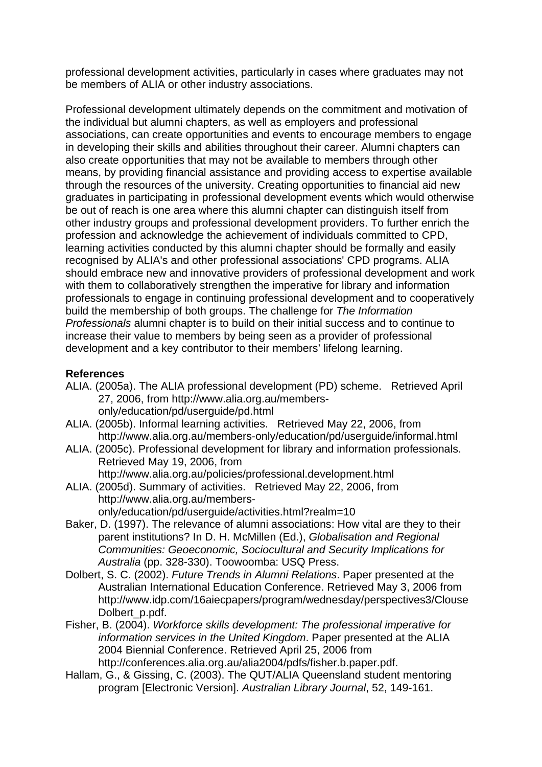professional development activities, particularly in cases where graduates may not be members of ALIA or other industry associations.

Professional development ultimately depends on the commitment and motivation of the individual but alumni chapters, as well as employers and professional associations, can create opportunities and events to encourage members to engage in developing their skills and abilities throughout their career. Alumni chapters can also create opportunities that may not be available to members through other means, by providing financial assistance and providing access to expertise available through the resources of the university. Creating opportunities to financial aid new graduates in participating in professional development events which would otherwise be out of reach is one area where this alumni chapter can distinguish itself from other industry groups and professional development providers. To further enrich the profession and acknowledge the achievement of individuals committed to CPD, learning activities conducted by this alumni chapter should be formally and easily recognised by ALIA's and other professional associations' CPD programs. ALIA should embrace new and innovative providers of professional development and work with them to collaboratively strengthen the imperative for library and information professionals to engage in continuing professional development and to cooperatively build the membership of both groups. The challenge for *The Information Professionals* alumni chapter is to build on their initial success and to continue to increase their value to members by being seen as a provider of professional development and a key contributor to their members' lifelong learning.

**References**

ALIA. (2005a). The ALIA professional development (PD) scheme. Retrieved April 27, 2006, from http://www.alia.org.au/members-only/education/pd/userguide/pd.html

ALIA. (2005b). Informal learning activities. Retrieved May 22, 2006, from http://www.alia.org.au/members-only/education/pd/userguide/informal.html

ALIA. (2005c). Professional development for library and information professionals. Retrieved May 19, 2006, from http://www.alia.org.au/policies/professional.development.html

ALIA. (2005d). Summary of activities. Retrieved May 22, 2006, from http://www.alia.org.au/members-only/education/pd/userguide/activities.html?realm=10

Baker, D. (1997). The relevance of alumni associations: How vital are they to their parent institutions? In D. H. McMillen (Ed.), *Globalisation and Regional Communities: Geoeconomic, Sociocultural and Security Implications for Australia* (pp. 328-330). Toowoomba: USQ Press.

Dolbert, S. C. (2002). *Future Trends in Alumni Relations*. Paper presented at the Australian International Education Conference. Retrieved May 3, 2006 from http://www.idp.com/16aiecpapers/program/wednesday/perspectives3/ClouseDolbert_p.pdf.

Fisher, B. (2004). *Workforce skills development: The professional imperative for information services in the United Kingdom*. Paper presented at the ALIA 2004 Biennial Conference. Retrieved April 25, 2006 from http://conferences.alia.org.au/alia2004/pdfs/fisher.b.paper.pdf.

Hallam, G., & Gissing, C. (2003). The QUT/ALIA Queensland student mentoring program [Electronic Version]. *Australian Library Journal*, 52, 149-161.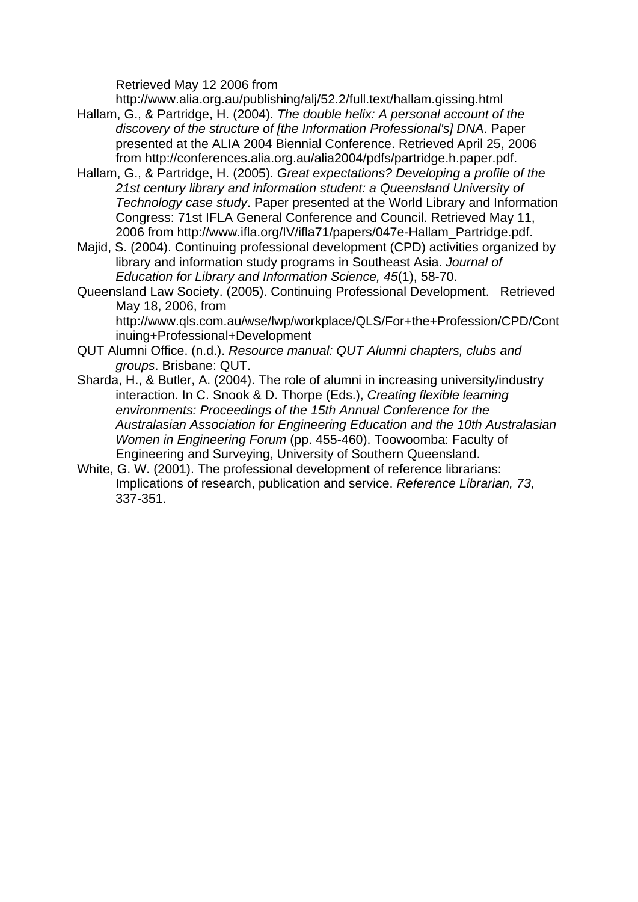Retrieved May 12 2006 from http://www.alia.org.au/publishing/alj/52.2/full.text/hallam.gissing.html

Hallam, G., & Partridge, H. (2004). *The double helix: A personal account of the discovery of the structure of [the Information Professional's] DNA*. Paper presented at the ALIA 2004 Biennial Conference. Retrieved April 25, 2006 from http://conferences.alia.org.au/alia2004/pdfs/partridge.h.paper.pdf.

Hallam, G., & Partridge, H. (2005). *Great expectations? Developing a profile of the 21st century library and information student: a Queensland University of Technology case study*. Paper presented at the World Library and Information Congress: 71st IFLA General Conference and Council. Retrieved May 11, 2006 from http://www.ifla.org/IV/ifla71/papers/047e-Hallam_Partridge.pdf.

Majid, S. (2004). Continuing professional development (CPD) activities organized by library and information study programs in Southeast Asia. *Journal of Education for Library and Information Science, 45*(1), 58-70.

Queensland Law Society. (2005). Continuing Professional Development. Retrieved May 18, 2006, from http://www.qls.com.au/wse/lwp/workplace/QLS/For+the+Profession/CPD/Continuing+Professional+Development

QUT Alumni Office. (n.d.). *Resource manual: QUT Alumni chapters, clubs and groups*. Brisbane: QUT.

Sharda, H., & Butler, A. (2004). The role of alumni in increasing university/industry interaction. In C. Snook & D. Thorpe (Eds.), *Creating flexible learning environments: Proceedings of the 15th Annual Conference for the Australasian Association for Engineering Education and the 10th Australasian Women in Engineering Forum* (pp. 455-460). Toowoomba: Faculty of Engineering and Surveying, University of Southern Queensland.

White, G. W. (2001). The professional development of reference librarians: Implications of research, publication and service. *Reference Librarian, 73*, 337-351.